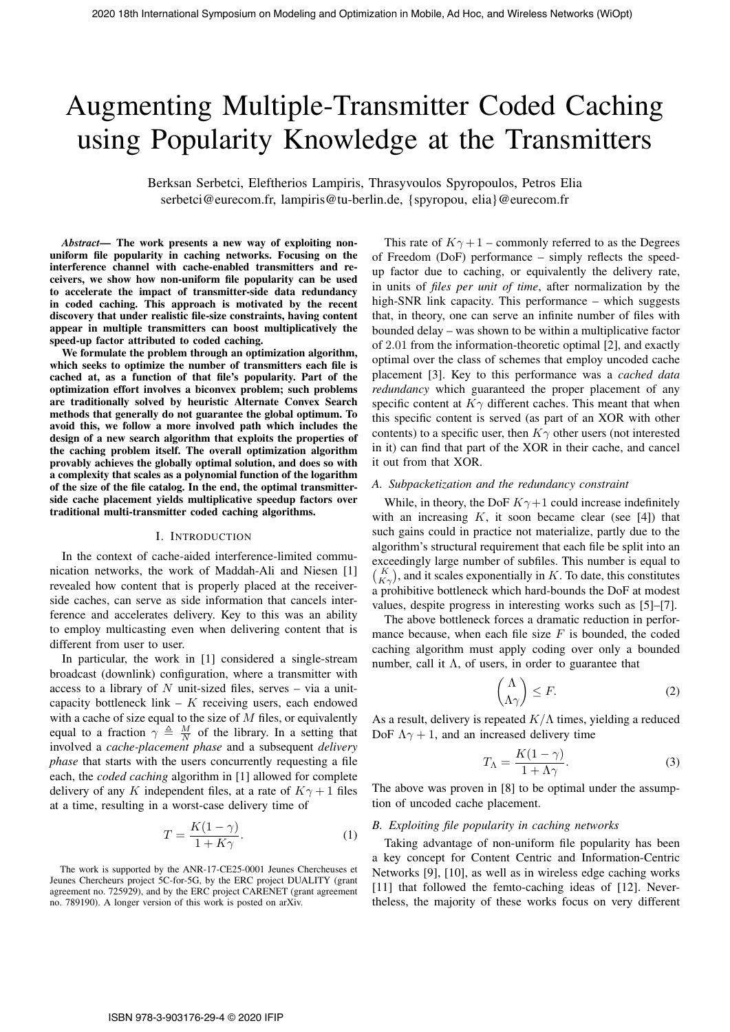# Augmenting Multiple-Transmitter Coded Caching using Popularity Knowledge at the Transmitters

Berksan Serbetci, Eleftherios Lampiris, Thrasyvoulos Spyropoulos, Petros Elia
serbetci@eurecom.fr, lampiris@tu-berlin.de, {spyropou, elia}@eurecom.fr

***Abstract*— The work presents a new way of exploiting non-uniform file popularity in caching networks. Focusing on the interference channel with cache-enabled transmitters and receivers, we show how non-uniform file popularity can be used to accelerate the impact of transmitter-side data redundancy in coded caching. This approach is motivated by the recent discovery that under realistic file-size constraints, having content appear in multiple transmitters can boost multiplicatively the speed-up factor attributed to coded caching.**

**We formulate the problem through an optimization algorithm, which seeks to optimize the number of transmitters each file is cached at, as a function of that file's popularity. Part of the optimization effort involves a biconvex problem; such problems are traditionally solved by heuristic Alternate Convex Search methods that generally do not guarantee the global optimum. To avoid this, we follow a more involved path which includes the design of a new search algorithm that exploits the properties of the caching problem itself. The overall optimization algorithm provably achieves the globally optimal solution, and does so with a complexity that scales as a polynomial function of the logarithm of the size of the file catalog. In the end, the optimal transmitter-side cache placement yields multiplicative speedup factors over traditional multi-transmitter coded caching algorithms.**

## I. Introduction

In the context of cache-aided interference-limited communication networks, the work of Maddah-Ali and Niesen [1] revealed how content that is properly placed at the receiver-side caches, can serve as side information that cancels interference and accelerates delivery. Key to this was an ability to employ multicasting even when delivering content that is different from user to user.

In particular, the work in [1] considered a single-stream broadcast (downlink) configuration, where a transmitter with access to a library of $N$ unit-sized files, serves – via a unit-capacity bottleneck link – $K$ receiving users, each endowed with a cache of size equal to the size of $M$ files, or equivalently equal to a fraction $\gamma \triangleq \frac{M}{N}$ of the library. In a setting that involved a *cache-placement phase* and a subsequent *delivery phase* that starts with the users concurrently requesting a file each, the *coded caching* algorithm in [1] allowed for complete delivery of any $K$ independent files, at a rate of $K\gamma + 1$ files at a time, resulting in a worst-case delivery time of

$$T = \frac{K(1-\gamma)}{1+K\gamma}. \tag{1}$$

This rate of $K\gamma+1$ – commonly referred to as the Degrees of Freedom (DoF) performance – simply reflects the speed-up factor due to caching, or equivalently the delivery rate, in units of *files per unit of time*, after normalization by the high-SNR link capacity. This performance – which suggests that, in theory, one can serve an infinite number of files with bounded delay – was shown to be within a multiplicative factor of 2.01 from the information-theoretic optimal [2], and exactly optimal over the class of schemes that employ uncoded cache placement [3]. Key to this performance was a *cached data redundancy* which guaranteed the proper placement of any specific content at $K\gamma$ different caches. This meant that when this specific content is served (as part of an XOR with other contents) to a specific user, then $K\gamma$ other users (not interested in it) can find that part of the XOR in their cache, and cancel it out from that XOR.

### A. Subpacketization and the redundancy constraint

While, in theory, the DoF $K\gamma+1$ could increase indefinitely with an increasing $K$, it soon became clear (see [4]) that such gains could in practice not materialize, partly due to the algorithm's structural requirement that each file be split into an exceedingly large number of subfiles. This number is equal to $\binom{K}{K\gamma}$, and it scales exponentially in $K$. To date, this constitutes a prohibitive bottleneck which hard-bounds the DoF at modest values, despite progress in interesting works such as [5]–[7].

The above bottleneck forces a dramatic reduction in performance because, when each file size $F$ is bounded, the coded caching algorithm must apply coding over only a bounded number, call it $\Lambda$, of users, in order to guarantee that

$$\binom{\Lambda}{\Lambda\gamma} \leq F. \tag{2}$$

As a result, delivery is repeated $K/\Lambda$ times, yielding a reduced DoF $\Lambda\gamma+1$, and an increased delivery time

$$T_\Lambda = \frac{K(1-\gamma)}{1+\Lambda\gamma}. \tag{3}$$

The above was proven in [8] to be optimal under the assumption of uncoded cache placement.

### B. Exploiting file popularity in caching networks

Taking advantage of non-uniform file popularity has been a key concept for Content Centric and Information-Centric Networks [9], [10], as well as in wireless edge caching works [11] that followed the femto-caching ideas of [12]. Nevertheless, the majority of these works focus on very different

The work is supported by the ANR-17-CE25-0001 Jeunes Chercheuses et Jeunes Chercheurs project 5C-for-5G, by the ERC project DUALITY (grant agreement no. 725929), and by the ERC project CARENET (grant agreement no. 789190). A longer version of this work is posted on arXiv.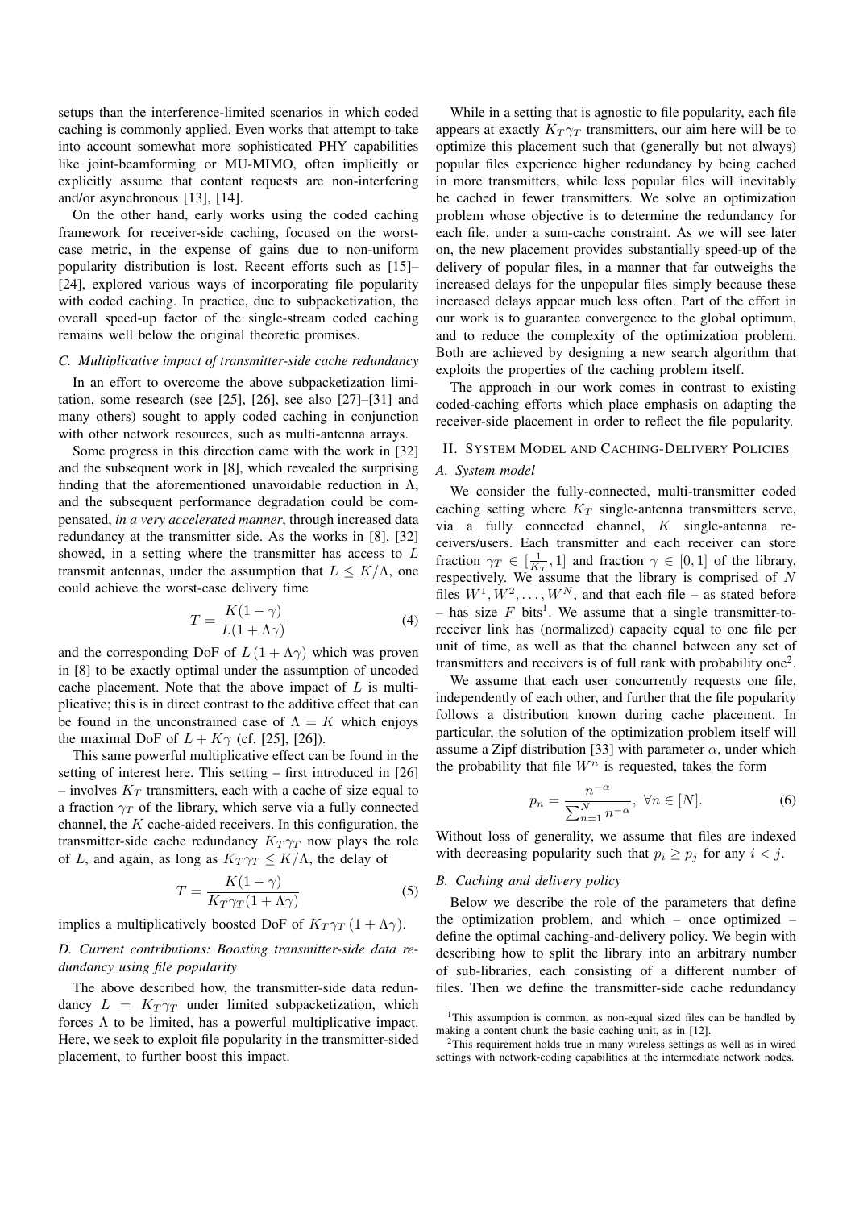setups than the interference-limited scenarios in which coded caching is commonly applied. Even works that attempt to take into account somewhat more sophisticated PHY capabilities like joint-beamforming or MU-MIMO, often implicitly or explicitly assume that content requests are non-interfering and/or asynchronous [13], [14].

On the other hand, early works using the coded caching framework for receiver-side caching, focused on the worst-case metric, in the expense of gains due to non-uniform popularity distribution is lost. Recent efforts such as [15]–[24], explored various ways of incorporating file popularity with coded caching. In practice, due to subpacketization, the overall speed-up factor of the single-stream coded caching remains well below the original theoretic promises.

### C. Multiplicative impact of transmitter-side cache redundancy

In an effort to overcome the above subpacketization limitation, some research (see [25], [26], see also [27]–[31] and many others) sought to apply coded caching in conjunction with other network resources, such as multi-antenna arrays.

Some progress in this direction came with the work in [32] and the subsequent work in [8], which revealed the surprising finding that the aforementioned unavoidable reduction in $\Lambda$, and the subsequent performance degradation could be compensated, *in a very accelerated manner*, through increased data redundancy at the transmitter side. As the works in [8], [32] showed, in a setting where the transmitter has access to $L$ transmit antennas, under the assumption that $L \leq K/\Lambda$, one could achieve the worst-case delivery time

$$T = \frac{K(1-\gamma)}{L(1+\Lambda\gamma)} \tag{4}$$

and the corresponding DoF of $L(1+\Lambda\gamma)$ which was proven in [8] to be exactly optimal under the assumption of uncoded cache placement. Note that the above impact of $L$ is multiplicative; this is in direct contrast to the additive effect that can be found in the unconstrained case of $\Lambda = K$ which enjoys the maximal DoF of $L + K\gamma$ (cf. [25], [26]).

This same powerful multiplicative effect can be found in the setting of interest here. This setting – first introduced in [26] – involves $K_T$ transmitters, each with a cache of size equal to a fraction $\gamma_T$ of the library, which serve via a fully connected channel, the $K$ cache-aided receivers. In this configuration, the transmitter-side cache redundancy $K_T\gamma_T$ now plays the role of $L$, and again, as long as $K_T\gamma_T \leq K/\Lambda$, the delay of

$$T = \frac{K(1-\gamma)}{K_T\gamma_T(1+\Lambda\gamma)} \tag{5}$$

implies a multiplicatively boosted DoF of $K_T\gamma_T(1+\Lambda\gamma)$.

### D. Current contributions: Boosting transmitter-side data redundancy using file popularity

The above described how, the transmitter-side data redundancy $L = K_T\gamma_T$ under limited subpacketization, which forces $\Lambda$ to be limited, has a powerful multiplicative impact. Here, we seek to exploit file popularity in the transmitter-sided placement, to further boost this impact.

While in a setting that is agnostic to file popularity, each file appears at exactly $K_T\gamma_T$ transmitters, our aim here will be to optimize this placement such that (generally but not always) popular files experience higher redundancy by being cached in more transmitters, while less popular files will inevitably be cached in fewer transmitters. We solve an optimization problem whose objective is to determine the redundancy for each file, under a sum-cache constraint. As we will see later on, the new placement provides substantially speed-up of the delivery of popular files, in a manner that far outweighs the increased delays for the unpopular files simply because these increased delays appear much less often. Part of the effort in our work is to guarantee convergence to the global optimum, and to reduce the complexity of the optimization problem. Both are achieved by designing a new search algorithm that exploits the properties of the caching problem itself.

The approach in our work comes in contrast to existing coded-caching efforts which place emphasis on adapting the receiver-side placement in order to reflect the file popularity.

## II. System Model and Caching-Delivery Policies

### A. System model

We consider the fully-connected, multi-transmitter coded caching setting where $K_T$ single-antenna transmitters serve, via a fully connected channel, $K$ single-antenna receivers/users. Each transmitter and each receiver can store fraction $\gamma_T \in [\frac{1}{K_T}, 1]$ and fraction $\gamma \in [0, 1]$ of the library, respectively. We assume that the library is comprised of $N$ files $W^1, W^2, \ldots, W^N$, and that each file – as stated before – has size $F$ bits[1]. We assume that a single transmitter-to-receiver link has (normalized) capacity equal to one file per unit of time, as well as that the channel between any set of transmitters and receivers is of full rank with probability one[2].

We assume that each user concurrently requests one file, independently of each other, and further that the file popularity follows a distribution known during cache placement. In particular, the solution of the optimization problem itself will assume a Zipf distribution [33] with parameter $\alpha$, under which the probability that file $W^n$ is requested, takes the form

$$p_n = \frac{n^{-\alpha}}{\sum_{n=1}^{N} n^{-\alpha}}, \ \forall n \in [N]. \tag{6}$$

Without loss of generality, we assume that files are indexed with decreasing popularity such that $p_i \geq p_j$ for any $i < j$.

### B. Caching and delivery policy

Below we describe the role of the parameters that define the optimization problem, and which – once optimized – define the optimal caching-and-delivery policy. We begin with describing how to split the library into an arbitrary number of sub-libraries, each consisting of a different number of files. Then we define the transmitter-side cache redundancy

[1] This assumption is common, as non-equal sized files can be handled by making a content chunk the basic caching unit, as in [12].

[2] This requirement holds true in many wireless settings as well as in wired settings with network-coding capabilities at the intermediate network nodes.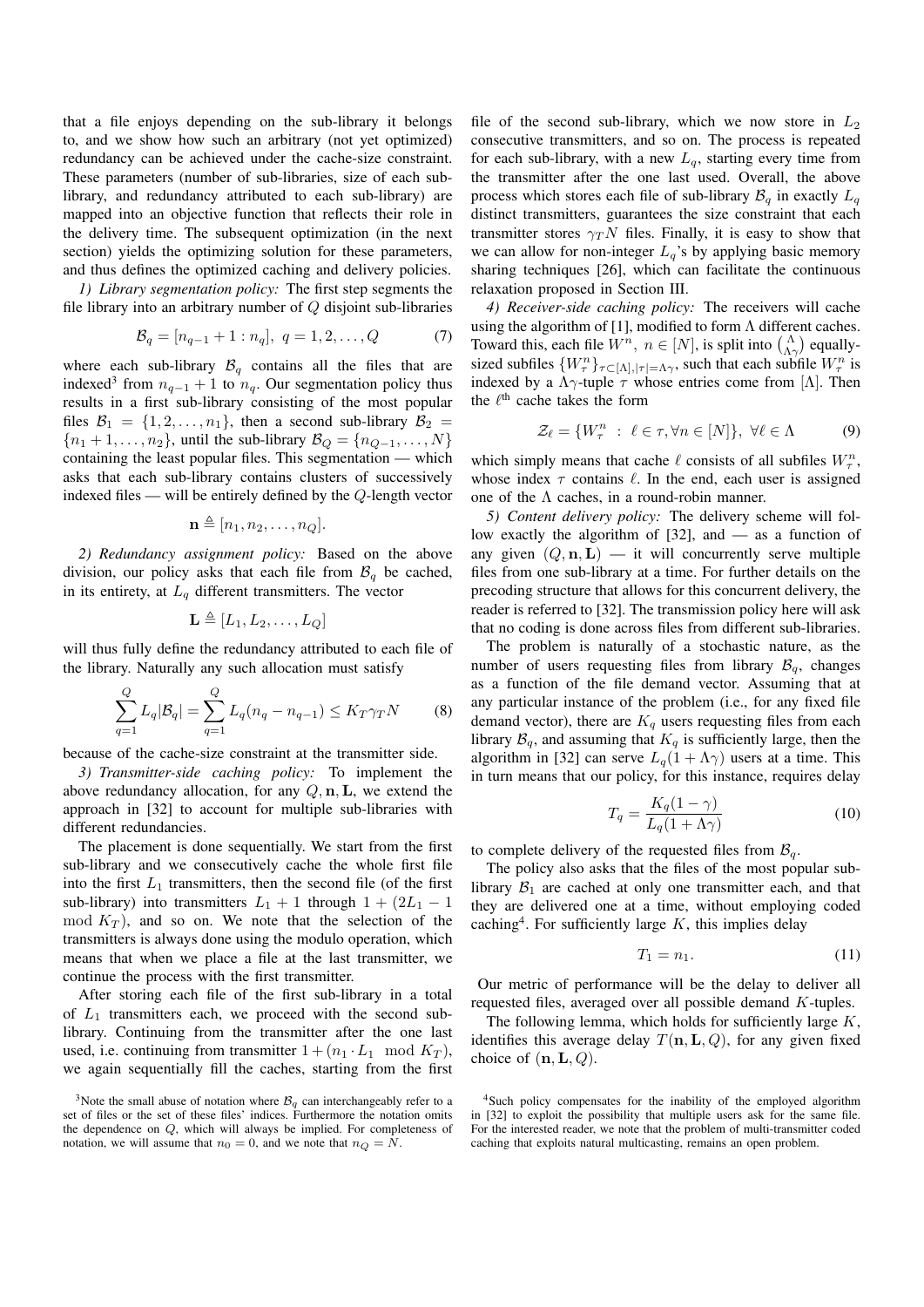that a file enjoys depending on the sub-library it belongs to, and we show how such an arbitrary (not yet optimized) redundancy can be achieved under the cache-size constraint. These parameters (number of sub-libraries, size of each sub-library, and redundancy attributed to each sub-library) are mapped into an objective function that reflects their role in the delivery time. The subsequent optimization (in the next section) yields the optimizing solution for these parameters, and thus defines the optimized caching and delivery policies.

*1) Library segmentation policy:* The first step segments the file library into an arbitrary number of $Q$ disjoint sub-libraries

$$\mathcal{B}_q = [n_{q-1}+1 : n_q],\ q = 1, 2, \dots, Q \tag{7}$$

where each sub-library $\mathcal{B}_q$ contains all the files that are indexed[3] from $n_{q-1}+1$ to $n_q$. Our segmentation policy thus results in a first sub-library consisting of the most popular files $\mathcal{B}_1 = \{1, 2, \dots, n_1\}$, then a second sub-library $\mathcal{B}_2 = \{n_1+1, \dots, n_2\}$, until the sub-library $\mathcal{B}_Q = \{n_{Q-1}, \dots, N\}$ containing the least popular files. This segmentation — which asks that each sub-library contains clusters of successively indexed files — will be entirely defined by the $Q$-length vector

$$\mathbf{n} \triangleq [n_1, n_2, \dots, n_Q].$$

*2) Redundancy assignment policy:* Based on the above division, our policy asks that each file from $\mathcal{B}_q$ be cached, in its entirety, at $L_q$ different transmitters. The vector

$$\mathbf{L} \triangleq [L_1, L_2, \dots, L_Q]$$

will thus fully define the redundancy attributed to each file of the library. Naturally any such allocation must satisfy

$$\sum_{q=1}^{Q} L_q|\mathcal{B}_q| = \sum_{q=1}^{Q} L_q(n_q - n_{q-1}) \leq K_T\gamma_T N \tag{8}$$

because of the cache-size constraint at the transmitter side.

*3) Transmitter-side caching policy:* To implement the above redundancy allocation, for any $Q, \mathbf{n}, \mathbf{L}$, we extend the approach in [32] to account for multiple sub-libraries with different redundancies.

The placement is done sequentially. We start from the first sub-library and we consecutively cache the whole first file into the first $L_1$ transmitters, then the second file (of the first sub-library) into transmitters $L_1+1$ through $1 + (2L_1 - 1 \mod K_T)$, and so on. We note that the selection of the transmitters is always done using the modulo operation, which means that when we place a file at the last transmitter, we continue the process with the first transmitter.

After storing each file of the first sub-library in a total of $L_1$ transmitters each, we proceed with the second sub-library. Continuing from the transmitter after the one last used, i.e. continuing from transmitter $1 + (n_1 \cdot L_1 \mod K_T)$, we again sequentially fill the caches, starting from the first file of the second sub-library, which we now store in $L_2$ consecutive transmitters, and so on. The process is repeated for each sub-library, with a new $L_q$, starting every time from the transmitter after the one last used. Overall, the above process which stores each file of sub-library $\mathcal{B}_q$ in exactly $L_q$ distinct transmitters, guarantees the size constraint that each transmitter stores $\gamma_T N$ files. Finally, it is easy to show that we can allow for non-integer $L_q$'s by applying basic memory sharing techniques [26], which can facilitate the continuous relaxation proposed in Section III.

*4) Receiver-side caching policy:* The receivers will cache using the algorithm of [1], modified to form $\Lambda$ different caches. Toward this, each file $W^n,\ n \in [N]$, is split into $\binom{\Lambda}{\Lambda\gamma}$ equally-sized subfiles $\{W^n_\tau\}_{\tau \subset [\Lambda], |\tau| = \Lambda\gamma}$, such that each subfile $W^n_\tau$ is indexed by a $\Lambda\gamma$-tuple $\tau$ whose entries come from $[\Lambda]$. Then the $\ell^{\text{th}}$ cache takes the form

$$\mathcal{Z}_\ell = \{W^n_\tau \ : \ \ell \in \tau, \forall n \in [N]\},\ \forall \ell \in \Lambda \tag{9}$$

which simply means that cache $\ell$ consists of all subfiles $W^n_\tau$, whose index $\tau$ contains $\ell$. In the end, each user is assigned one of the $\Lambda$ caches, in a round-robin manner.

*5) Content delivery policy:* The delivery scheme will follow exactly the algorithm of [32], and — as a function of any given $(Q, \mathbf{n}, \mathbf{L})$ — it will concurrently serve multiple files from one sub-library at a time. For further details on the precoding structure that allows for this concurrent delivery, the reader is referred to [32]. The transmission policy here will ask that no coding is done across files from different sub-libraries.

The problem is naturally of a stochastic nature, as the number of users requesting files from library $\mathcal{B}_q$, changes as a function of the file demand vector. Assuming that at any particular instance of the problem (i.e., for any fixed file demand vector), there are $K_q$ users requesting files from each library $\mathcal{B}_q$, and assuming that $K_q$ is sufficiently large, then the algorithm in [32] can serve $L_q(1+\Lambda\gamma)$ users at a time. This in turn means that our policy, for this instance, requires delay

$$T_q = \frac{K_q(1-\gamma)}{L_q(1+\Lambda\gamma)} \tag{10}$$

to complete delivery of the requested files from $\mathcal{B}_q$.

The policy also asks that the files of the most popular sub-library $\mathcal{B}_1$ are cached at only one transmitter each, and that they are delivered one at a time, without employing coded caching[4]. For sufficiently large $K$, this implies delay

$$T_1 = n_1. \tag{11}$$

Our metric of performance will be the delay to deliver all requested files, averaged over all possible demand $K$-tuples.

The following lemma, which holds for sufficiently large $K$, identifies this average delay $T(\mathbf{n}, \mathbf{L}, Q)$, for any given fixed choice of $(\mathbf{n}, \mathbf{L}, Q)$.

---

[3] Note the small abuse of notation where $\mathcal{B}_q$ can interchangeably refer to a set of files or the set of these files' indices. Furthermore the notation omits the dependence on $Q$, which will always be implied. For completeness of notation, we will assume that $n_0 = 0$, and we note that $n_Q = N$.

[4] Such policy compensates for the inability of the employed algorithm in [32] to exploit the possibility that multiple users ask for the same file. For the interested reader, we note that the problem of multi-transmitter coded caching that exploits natural multicasting, remains an open problem.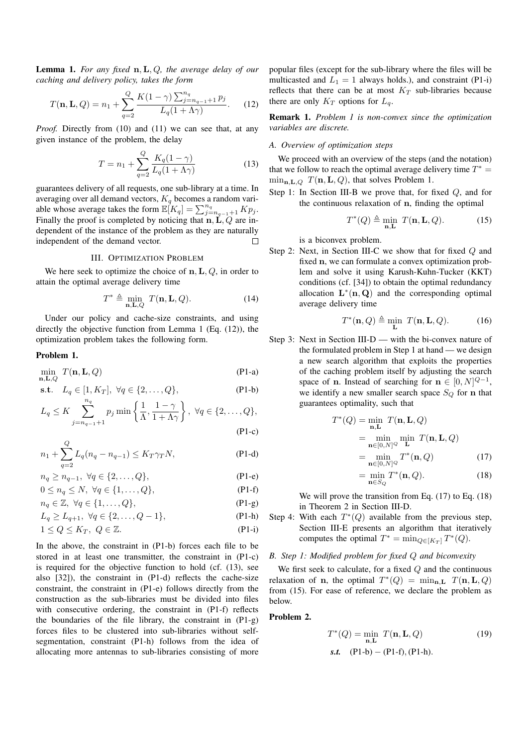**Lemma 1.** *For any fixed* $\mathbf{n}, \mathbf{L}, Q$*, the average delay of our caching and delivery policy, takes the form*

$$T(\mathbf{n}, \mathbf{L}, Q) = n_1 + \sum_{q=2}^{Q} \frac{K(1-\gamma)\sum_{j=n_{q-1}+1}^{n_q} p_j}{L_q(1+\Lambda\gamma)}. \quad (12)$$

*Proof.* Directly from (10) and (11) we can see that, at any given instance of the problem, the delay

$$T = n_1 + \sum_{q=2}^{Q} \frac{K_q(1-\gamma)}{L_q(1+\Lambda\gamma)} \quad (13)$$

guarantees delivery of all requests, one sub-library at a time. In averaging over all demand vectors, $K_q$ becomes a random variable whose average takes the form $\mathbb{E}[K_q] = \sum_{j=n_{q-1}+1}^{n_q} K p_j$. Finally the proof is completed by noticing that $\mathbf{n}, \mathbf{L}, Q$ are independent of the instance of the problem as they are naturally independent of the demand vector. □

## III. Optimization Problem

We here seek to optimize the choice of $\mathbf{n}, \mathbf{L}, Q$, in order to attain the optimal average delivery time

$$T^* \triangleq \min_{\mathbf{n}, \mathbf{L}, Q} T(\mathbf{n}, \mathbf{L}, Q). \quad (14)$$

Under our policy and cache-size constraints, and using directly the objective function from Lemma 1 (Eq. (12)), the optimization problem takes the following form.

**Problem 1.**

$$\min_{\mathbf{n}, \mathbf{L}, Q} T(\mathbf{n}, \mathbf{L}, Q) \quad \text{(P1-a)}$$

$$\textbf{s.t.} \quad L_q \in [1, K_T], \ \forall q \in \{2, \dots, Q\}, \quad \text{(P1-b)}$$

$$L_q \leq K \sum_{j=n_{q-1}+1}^{n_q} p_j \min\left\{\frac{1}{\Lambda}, \frac{1-\gamma}{1+\Lambda\gamma}\right\}, \ \forall q \in \{2, \dots, Q\}, \quad \text{(P1-c)}$$

$$n_1 + \sum_{q=2}^{Q} L_q(n_q - n_{q-1}) \leq K_T \gamma_T N, \quad \text{(P1-d)}$$

$$n_q \geq n_{q-1}, \ \forall q \in \{2, \dots, Q\}, \quad \text{(P1-e)}$$

$$0 \leq n_q \leq N, \ \forall q \in \{1, \dots, Q\}, \quad \text{(P1-f)}$$

$$n_q \in \mathbb{Z}, \ \forall q \in \{1, \dots, Q\}, \quad \text{(P1-g)}$$

$$L_q \geq L_{q+1}, \ \forall q \in \{2, \dots, Q-1\}, \quad \text{(P1-h)}$$

$$1 \leq Q \leq K_T, \ Q \in \mathbb{Z}. \quad \text{(P1-i)}$$

In the above, the constraint in (P1-b) forces each file to be stored in at least one transmitter, the constraint in (P1-c) is required for the objective function to hold (cf. (13), see also [32]), the constraint in (P1-d) reflects the cache-size constraint, the constraint in (P1-e) follows directly from the construction as the sub-libraries must be divided into files with consecutive ordering, the constraint in (P1-f) reflects the boundaries of the file library, the constraint in (P1-g) forces files to be clustered into sub-libraries without self-segmentation, constraint (P1-h) follows from the idea of allocating more antennas to sub-libraries consisting of more popular files (except for the sub-library where the files will be multicasted and $L_1 = 1$ always holds.), and constraint (P1-i) reflects that there can be at most $K_T$ sub-libraries because there are only $K_T$ options for $L_q$.

**Remark 1.** *Problem 1 is non-convex since the optimization variables are discrete.*

### A. Overview of optimization steps

We proceed with an overview of the steps (and the notation) that we follow to reach the optimal average delivery time $T^* = \min_{\mathbf{n}, \mathbf{L}, Q} T(\mathbf{n}, \mathbf{L}, Q)$, that solves Problem 1.

Step 1: In Section III-B we prove that, for fixed $Q$, and for the continuous relaxation of $\mathbf{n}$, finding the optimal

$$T^*(Q) \triangleq \min_{\mathbf{n}, \mathbf{L}} T(\mathbf{n}, \mathbf{L}, Q). \quad (15)$$

is a biconvex problem.

Step 2: Next, in Section III-C we show that for fixed $Q$ and fixed $\mathbf{n}$, we can formulate a convex optimization problem and solve it using Karush-Kuhn-Tucker (KKT) conditions (cf. [34]) to obtain the optimal redundancy allocation $\mathbf{L}^*(\mathbf{n}, \mathbf{Q})$ and the corresponding optimal average delivery time

$$T^*(\mathbf{n}, Q) \triangleq \min_{\mathbf{L}} T(\mathbf{n}, \mathbf{L}, Q). \quad (16)$$

Step 3: Next in Section III-D — with the bi-convex nature of the formulated problem in Step 1 at hand — we design a new search algorithm that exploits the properties of the caching problem itself by adjusting the search space of $\mathbf{n}$. Instead of searching for $\mathbf{n} \in [0, N]^{Q-1}$, we identify a new smaller search space $S_Q$ for $\mathbf{n}$ that guarantees optimality, such that

$$\begin{aligned} T^*(Q) &= \min_{\mathbf{n}, \mathbf{L}} T(\mathbf{n}, \mathbf{L}, Q) \\ &= \min_{\mathbf{n} \in [0,N]^Q} \min_{\mathbf{L}} T(\mathbf{n}, \mathbf{L}, Q) \\ &= \min_{\mathbf{n} \in [0,N]^Q} T^*(\mathbf{n}, Q) \quad (17) \\ &= \min_{\mathbf{n} \in S_Q} T^*(\mathbf{n}, Q). \quad (18) \end{aligned}$$

We will prove the transition from Eq. (17) to Eq. (18) in Theorem 2 in Section III-D.

Step 4: With each $T^*(Q)$ available from the previous step, Section III-E presents an algorithm that iteratively computes the optimal $T^* = \min_{Q \in [K_T]} T^*(Q)$.

### B. Step 1: Modified problem for fixed $Q$ and biconvexity

We first seek to calculate, for a fixed $Q$ and the continuous relaxation of $\mathbf{n}$, the optimal $T^*(Q) = \min_{\mathbf{n}, \mathbf{L}} T(\mathbf{n}, \mathbf{L}, Q)$ from (15). For ease of reference, we declare the problem as below.

**Problem 2.**

$$T^*(Q) = \min_{\mathbf{n}, \mathbf{L}} T(\mathbf{n}, \mathbf{L}, Q) \quad (19)$$

$$\textit{s.t.} \quad \text{(P1-b)} - \text{(P1-f)}, \text{(P1-h)}.$$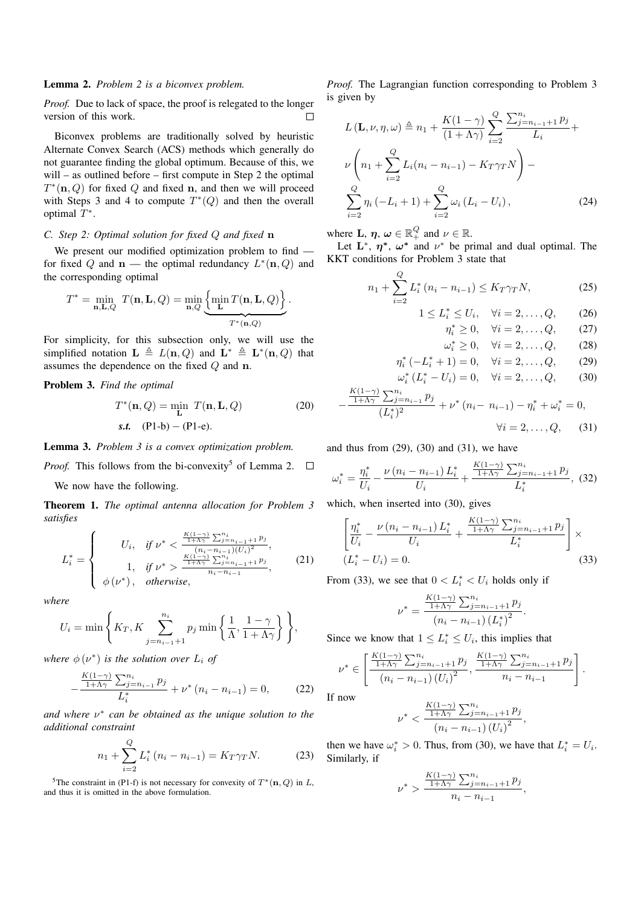**Lemma 2.** *Problem 2 is a biconvex problem.*

*Proof.* Due to lack of space, the proof is relegated to the longer version of this work. □

Biconvex problems are traditionally solved by heuristic Alternate Convex Search (ACS) methods which generally do not guarantee finding the global optimum. Because of this, we will – as outlined before – first compute in Step 2 the optimal $T^*(\mathbf{n}, Q)$ for fixed $Q$ and fixed $\mathbf{n}$, and then we will proceed with Steps 3 and 4 to compute $T^*(Q)$ and then the overall optimal $T^*$.

### C. Step 2: Optimal solution for fixed $Q$ and fixed $\mathbf{n}$

We present our modified optimization problem to find — for fixed $Q$ and $\mathbf{n}$ — the optimal redundancy $L^*(\mathbf{n}, Q)$ and the corresponding optimal

$$T^* = \min_{\mathbf{n},\mathbf{L},Q} T(\mathbf{n},\mathbf{L},Q) = \min_{\mathbf{n},Q} \underbrace{\left\{ \min_{\mathbf{L}} T(\mathbf{n},\mathbf{L},Q) \right\}}_{T^*(\mathbf{n},Q)}.$$

For simplicity, for this subsection only, we will use the simplified notation $\mathbf{L} \triangleq L(\mathbf{n}, Q)$ and $\mathbf{L}^* \triangleq \mathbf{L}^*(\mathbf{n}, Q)$ that assumes the dependence on the fixed $Q$ and $\mathbf{n}$.

**Problem 3.** *Find the optimal*

$$T^*(\mathbf{n}, Q) = \min_{\mathbf{L}} \; T(\mathbf{n}, \mathbf{L}, Q) \tag{20}$$
$$\textit{s.t.} \quad \text{(P1-b)} - \text{(P1-e)}.$$

**Lemma 3.** *Problem 3 is a convex optimization problem.*

*Proof.* This follows from the bi-convexity[5] of Lemma 2. □

We now have the following.

**Theorem 1.** *The optimal antenna allocation for Problem 3 satisfies*

$$L_i^* = \begin{cases} U_i, & \text{if } \nu^* < \frac{\frac{K(1-\gamma)}{1+\Lambda\gamma}\sum_{j=n_{i-1}+1}^{n_i} p_j}{(n_i - n_{i-1})(U_i)^2}, \\ 1, & \text{if } \nu^* > \frac{\frac{K(1-\gamma)}{1+\Lambda\gamma}\sum_{j=n_{i-1}+1}^{n_i} p_j}{n_i - n_{i-1}}, \\ \phi(\nu^*), & \text{otherwise}, \end{cases} \tag{21}$$

*where*

$$U_i = \min\left\{ K_T, K \sum_{j=n_{i-1}+1}^{n_i} p_j \min\left\{ \frac{1}{\Lambda}, \frac{1-\gamma}{1+\Lambda\gamma} \right\} \right\},$$

*where $\phi(\nu^*)$ is the solution over $L_i$ of*

$$-\frac{\frac{K(1-\gamma)}{1+\Lambda\gamma}\sum_{j=n_{i-1}}^{n_i} p_j}{L_i^*} + \nu^*(n_i - n_{i-1}) = 0, \tag{22}$$

*and where $\nu^*$ can be obtained as the unique solution to the additional constraint*

$$n_1 + \sum_{i=2}^{Q} L_i^*(n_i - n_{i-1}) = K_T \gamma_T N. \tag{23}$$

[5] The constraint in (P1-f) is not necessary for convexity of $T^*(\mathbf{n}, Q)$ in $L$, and thus it is omitted in the above formulation.

*Proof.* The Lagrangian function corresponding to Problem 3 is given by

$$L(\mathbf{L}, \nu, \eta, \omega) \triangleq n_1 + \frac{K(1-\gamma)}{(1+\Lambda\gamma)} \sum_{i=2}^{Q} \frac{\sum_{j=n_{i-1}+1}^{n_i} p_j}{L_i} +$$
$$\nu\left( n_1 + \sum_{i=2}^{Q} L_i(n_i - n_{i-1}) - K_T\gamma_T N \right) -$$
$$\sum_{i=2}^{Q} \eta_i(-L_i + 1) + \sum_{i=2}^{Q} \omega_i(L_i - U_i), \tag{24}$$

where $\mathbf{L}$, $\boldsymbol{\eta}$, $\boldsymbol{\omega} \in \mathbb{R}_+^Q$ and $\nu \in \mathbb{R}$.

Let $\mathbf{L}^*$, $\boldsymbol{\eta}^*$, $\boldsymbol{\omega}^*$ and $\nu^*$ be primal and dual optimal. The KKT conditions for Problem 3 state that

$$n_1 + \sum_{i=2}^{Q} L_i^*(n_i - n_{i-1}) \leq K_T\gamma_T N, \tag{25}$$
$$1 \leq L_i^* \leq U_i, \quad \forall i = 2, \ldots, Q, \tag{26}$$
$$\eta_i^* \geq 0, \quad \forall i = 2, \ldots, Q, \tag{27}$$
$$\omega_i^* \geq 0, \quad \forall i = 2, \ldots, Q, \tag{28}$$
$$\eta_i^*(-L_i^* + 1) = 0, \quad \forall i = 2, \ldots, Q, \tag{29}$$
$$\omega_i^*(L_i^* - U_i) = 0, \quad \forall i = 2, \ldots, Q, \tag{30}$$
$$-\frac{\frac{K(1-\gamma)}{1+\Lambda\gamma}\sum_{j=n_{i-1}}^{n_i} p_j}{(L_i^*)^2} + \nu^*(n_i - n_{i-1}) - \eta_i^* + \omega_i^* = 0,$$
$$\forall i = 2, \ldots, Q, \tag{31}$$

and thus from (29), (30) and (31), we have

$$\omega_i^* = \frac{\eta_i^*}{U_i} - \frac{\nu(n_i - n_{i-1})L_i^*}{U_i} + \frac{\frac{K(1-\gamma)}{1+\Lambda\gamma}\sum_{j=n_{i-1}+1}^{n_i} p_j}{L_i^*}, \tag{32}$$

which, when inserted into (30), gives

$$\left[ \frac{\eta_i^*}{U_i} - \frac{\nu(n_i - n_{i-1})L_i^*}{U_i} + \frac{\frac{K(1-\gamma)}{1+\Lambda\gamma}\sum_{j=n_{i-1}+1}^{n_i} p_j}{L_i^*} \right] \times$$
$$(L_i^* - U_i) = 0. \tag{33}$$

From (33), we see that $0 < L_i^* < U_i$ holds only if

$$\nu^* = \frac{\frac{K(1-\gamma)}{1+\Lambda\gamma}\sum_{j=n_{i-1}+1}^{n_i} p_j}{(n_i - n_{i-1})(L_i^*)^2}.$$

Since we know that $1 \leq L_i^* \leq U_i$, this implies that

$$\nu^* \in \left[ \frac{\frac{K(1-\gamma)}{1+\Lambda\gamma}\sum_{j=n_{i-1}+1}^{n_i} p_j}{(n_i - n_{i-1})(U_i)^2}, \frac{\frac{K(1-\gamma)}{1+\Lambda\gamma}\sum_{j=n_{i-1}+1}^{n_i} p_j}{n_i - n_{i-1}} \right].$$

If now

$$\nu^* < \frac{\frac{K(1-\gamma)}{1+\Lambda\gamma}\sum_{j=n_{i-1}+1}^{n_i} p_j}{(n_i - n_{i-1})(U_i)^2},$$

then we have $\omega_i^* > 0$. Thus, from (30), we have that $L_i^* = U_i$. Similarly, if

$$\nu^* > \frac{\frac{K(1-\gamma)}{1+\Lambda\gamma}\sum_{j=n_{i-1}+1}^{n_i} p_j}{n_i - n_{i-1}},$$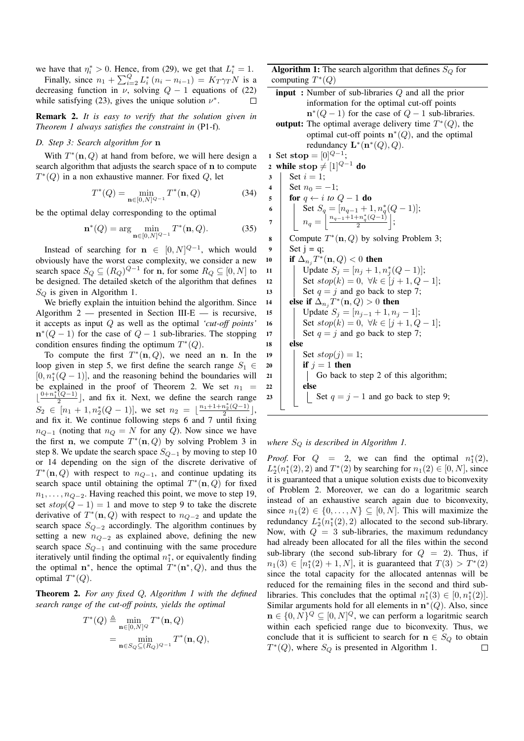we have that $\eta_i^* > 0$. Hence, from (29), we get that $L_i^* = 1$.

Finally, since $n_1 + \sum_{i=2}^{Q} L_i^* (n_i - n_{i-1}) = K_T \gamma_T N$ is a decreasing function in $\nu$, solving $Q-1$ equations of (22) while satisfying (23), gives the unique solution $\nu^*$. □

**Remark 2.** *It is easy to verify that the solution given in Theorem 1 always satisfies the constraint in* (P1-f).

### D. Step 3: Search algorithm for n

With $T^*(\mathbf{n}, Q)$ at hand from before, we will here design a search algorithm that adjusts the search space of $\mathbf{n}$ to compute $T^*(Q)$ in a non exhaustive manner. For fixed $Q$, let

$$T^*(Q) = \min_{\mathbf{n} \in [0,N]^{Q-1}} T^*(\mathbf{n}, Q) \tag{34}$$

be the optimal delay corresponding to the optimal

$$\mathbf{n}^*(Q) = \arg \min_{\mathbf{n} \in [0,N]^{Q-1}} T^*(\mathbf{n}, Q). \tag{35}$$

Instead of searching for $\mathbf{n} \in [0, N]^{Q-1}$, which would obviously have the worst case complexity, we consider a new search space $S_Q \subseteq (R_Q)^{Q-1}$ for $\mathbf{n}$, for some $R_Q \subseteq [0, N]$ to be designed. The detailed sketch of the algorithm that defines $S_Q$ is given in Algorithm 1.

We briefly explain the intuition behind the algorithm. Since Algorithm 2 — presented in Section III-E — is recursive, it accepts as input $Q$ as well as the optimal *'cut-off points'* $\mathbf{n}^*(Q-1)$ for the case of $Q-1$ sub-libraries. The stopping condition ensures finding the optimum $T^*(Q)$.

To compute the first $T^*(\mathbf{n}, Q)$, we need an $\mathbf{n}$. In the loop given in step 5, we first define the search range $S_1 \in [0, n_1^*(Q-1)]$, and the reasoning behind the boundaries will be explained in the proof of Theorem 2. We set $n_1 = \lfloor \frac{0+n_1^*(Q-1)}{2} \rfloor$, and fix it. Next, we define the search range $S_2 \in [n_1+1, n_2^*(Q-1)]$, we set $n_2 = \lfloor \frac{n_1+1+n_2^*(Q-1)}{2} \rfloor$, and fix it. We continue following steps 6 and 7 until fixing $n_{Q-1}$ (noting that $n_Q = N$ for any $Q$). Now since we have the first $\mathbf{n}$, we compute $T^*(\mathbf{n}, Q)$ by solving Problem 3 in step 8. We update the search space $S_{Q-1}$ by moving to step 10 or 14 depending on the sign of the discrete derivative of $T^*(\mathbf{n}, Q)$ with respect to $n_{Q-1}$, and continue updating its search space until obtaining the optimal $T^*(\mathbf{n}, Q)$ for fixed $n_1, \ldots, n_{Q-2}$. Having reached this point, we move to step 19, set $stop(Q-1) = 1$ and move to step 9 to take the discrete derivative of $T^*(\mathbf{n}, Q)$ with respect to $n_{Q-2}$ and update the search space $S_{Q-2}$ accordingly. The algorithm continues by setting a new $n_{Q-2}$ as explained above, defining the new search space $S_{Q-1}$ and continuing with the same procedure iteratively until finding the optimal $n_1^*$, or equivalently finding the optimal $\mathbf{n}^*$, hence the optimal $T^*(\mathbf{n}^*, Q)$, and thus the optimal $T^*(Q)$.

**Theorem 2.** *For any fixed $Q$, Algorithm 1 with the defined search range of the cut-off points, yields the optimal*

$$\begin{aligned} T^*(Q) &\triangleq \min_{\mathbf{n} \in [0,N]^Q} T^*(\mathbf{n}, Q) \\ &= \min_{\mathbf{n} \in S_Q \subseteq (R_Q)^{Q-1}} T^*(\mathbf{n}, Q), \end{aligned}$$

**Algorithm 1:** The search algorithm that defines $S_Q$ for computing $T^*(Q)$

**input :** Number of sub-libraries $Q$ and all the prior information for the optimal cut-off points $\mathbf{n}^*(Q-1)$ for the case of $Q-1$ sub-libraries.
**output:** The optimal average delivery time $T^*(Q)$, the optimal cut-off points $\mathbf{n}^*(Q)$, and the optimal redundancy $\mathbf{L}^*(\mathbf{n}^*(Q), Q)$.

```
1  Set stop = [0]^{Q-1};
2  while stop ≠ [1]^{Q-1} do
3      Set i = 1;
4      Set n_0 = −1;
5      for q ← i to Q − 1 do
6          Set S_q = [n_{q−1} + 1, n*_q(Q − 1)];
7          n_q = ⌊(n_{q−1}+1+n*_q(Q−1))/2⌋;
8      Compute T*(n, Q) by solving Problem 3;
9      Set j = q;
10     if Δ_{n_j} T*(n, Q) < 0 then
11         Update S_j = [n_j + 1, n*_j(Q − 1)];
12         Set stop(k) = 0, ∀k ∈ [j + 1, Q − 1];
13         Set q = j and go back to step 7;
14     else if Δ_{n_j} T*(n, Q) > 0 then
15         Update S_j = [n_{j−1} + 1, n_j − 1];
16         Set stop(k) = 0, ∀k ∈ [j + 1, Q − 1];
17         Set q = j and go back to step 7;
18     else
19         Set stop(j) = 1;
20         if j = 1 then
21             Go back to step 2 of this algorithm;
22         else
23             Set q = j − 1 and go back to step 9;
```

*where $S_Q$ is described in Algorithm 1.*

*Proof.* For $Q = 2$, we can find the optimal $n_1^*(2)$, $L_2^*(n_1^*(2), 2)$ and $T^*(2)$ by searching for $n_1(2) \in [0, N]$, since it is guaranteed that a unique solution exists due to biconvexity of Problem 2. Moreover, we can do a logaritmic search instead of an exhaustive search again due to biconvexity, since $n_1(2) \in \{0, \ldots, N\} \subseteq [0, N]$. This will maximize the redundancy $L_2^*(n_1^*(2), 2)$ allocated to the second sub-library. Now, with $Q = 3$ sub-libraries, the maximum redundancy had already been allocated for all the files within the second sub-library (the second sub-library for $Q = 2$). Thus, if $n_1(3) \in [n_1^*(2)+1, N]$, it is guaranteed that $T(3) > T^*(2)$ since the total capacity for the allocated antennas will be reduced for the remaining files in the second and third sub-libraries. This concludes that the optimal $n_1^*(3) \in [0, n_1^*(2)]$. Similar arguments hold for all elements in $\mathbf{n}^*(Q)$. Also, since $\mathbf{n} \in \{0, N\}^Q \subseteq [0, N]^Q$, we can perform a logaritmic search within each speficied range due to biconvexity. Thus, we conclude that it is sufficient to search for $\mathbf{n} \in S_Q$ to obtain $T^*(Q)$, where $S_Q$ is presented in Algorithm 1. □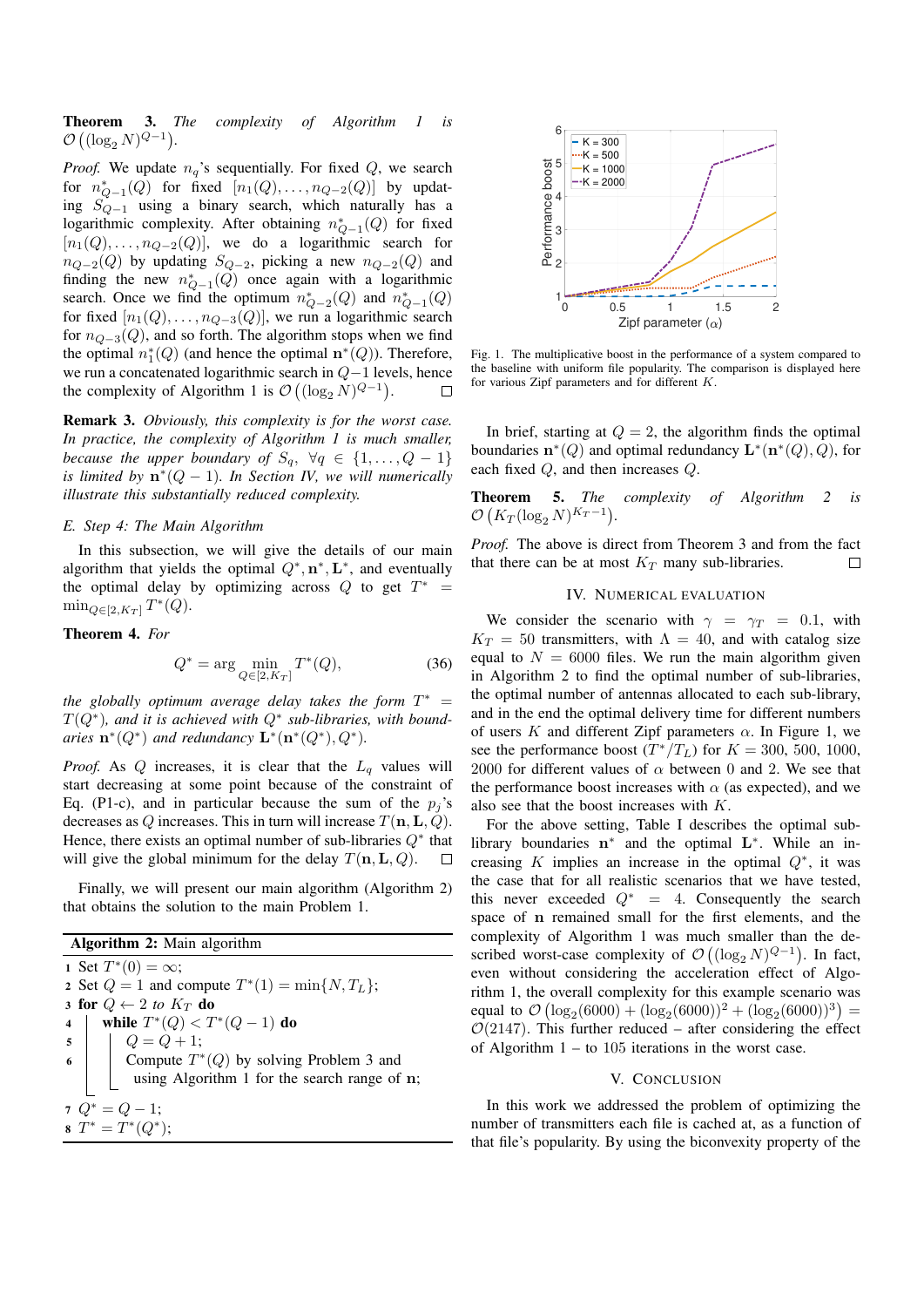**Theorem 3.** *The complexity of Algorithm 1 is $\mathcal{O}\left((\log_2 N)^{Q-1}\right)$.*

*Proof.* We update $n_q$'s sequentially. For fixed $Q$, we search for $n^*_{Q-1}(Q)$ for fixed $[n_1(Q), \ldots, n_{Q-2}(Q)]$ by updating $S_{Q-1}$ using a binary search, which naturally has a logarithmic complexity. After obtaining $n^*_{Q-1}(Q)$ for fixed $[n_1(Q), \ldots, n_{Q-2}(Q)]$, we do a logarithmic search for $n_{Q-2}(Q)$ by updating $S_{Q-2}$, picking a new $n_{Q-2}(Q)$ and finding the new $n^*_{Q-1}(Q)$ once again with a logarithmic search. Once we find the optimum $n^*_{Q-2}(Q)$ and $n^*_{Q-1}(Q)$ for fixed $[n_1(Q), \ldots, n_{Q-3}(Q)]$, we run a logarithmic search for $n_{Q-3}(Q)$, and so forth. The algorithm stops when we find the optimal $n^*_1(Q)$ (and hence the optimal $\mathbf{n}^*(Q)$). Therefore, we run a concatenated logarithmic search in $Q-1$ levels, hence the complexity of Algorithm 1 is $\mathcal{O}\left((\log_2 N)^{Q-1}\right)$. □

**Remark 3.** *Obviously, this complexity is for the worst case. In practice, the complexity of Algorithm 1 is much smaller, because the upper boundary of $S_q$, $\forall q \in \{1, \ldots, Q-1\}$ is limited by $\mathbf{n}^*(Q-1)$. In Section IV, we will numerically illustrate this substantially reduced complexity.*

### E. Step 4: The Main Algorithm

In this subsection, we will give the details of our main algorithm that yields the optimal $Q^*, \mathbf{n}^*, \mathbf{L}^*$, and eventually the optimal delay by optimizing across $Q$ to get $T^* = \min_{Q\in[2,K_T]} T^*(Q)$.

**Theorem 4.** *For*

$$Q^* = \arg \min_{Q\in[2,K_T]} T^*(Q), \tag{36}$$

*the globally optimum average delay takes the form $T^* = T(Q^*)$, and it is achieved with $Q^*$ sub-libraries, with boundaries $\mathbf{n}^*(Q^*)$ and redundancy $\mathbf{L}^*(\mathbf{n}^*(Q^*), Q^*)$.*

*Proof.* As $Q$ increases, it is clear that the $L_q$ values will start decreasing at some point because of the constraint of Eq. (P1-c), and in particular because the sum of the $p_j$'s decreases as $Q$ increases. This in turn will increase $T(\mathbf{n}, \mathbf{L}, Q)$. Hence, there exists an optimal number of sub-libraries $Q^*$ that will give the global minimum for the delay $T(\mathbf{n}, \mathbf{L}, Q)$. □

Finally, we will present our main algorithm (Algorithm 2) that obtains the solution to the main Problem 1.

**Algorithm 2:** Main algorithm

```
1 Set T*(0) = ∞;
2 Set Q = 1 and compute T*(1) = min{N, T_L};
3 for Q ← 2 to K_T do
4 |  while T*(Q) < T*(Q − 1) do
5 |  |  Q = Q + 1;
6 |  |  Compute T*(Q) by solving Problem 3 and
  |  |  using Algorithm 1 for the search range of n;
7 Q* = Q − 1;
8 T* = T*(Q*);
```

Fig. 1. The multiplicative boost in the performance of a system compared to the baseline with uniform file popularity. The comparison is displayed here for various Zipf parameters and for different $K$.

In brief, starting at $Q = 2$, the algorithm finds the optimal boundaries $\mathbf{n}^*(Q)$ and optimal redundancy $\mathbf{L}^*(\mathbf{n}^*(Q), Q)$, for each fixed $Q$, and then increases $Q$.

**Theorem 5.** *The complexity of Algorithm 2 is $\mathcal{O}\left(K_T (\log_2 N)^{K_T-1}\right)$.*

*Proof.* The above is direct from Theorem 3 and from the fact that there can be at most $K_T$ many sub-libraries. □

## IV. Numerical Evaluation

We consider the scenario with $\gamma = \gamma_T = 0.1$, with $K_T = 50$ transmitters, with $\Lambda = 40$, and with catalog size equal to $N = 6000$ files. We run the main algorithm given in Algorithm 2 to find the optimal number of sub-libraries, the optimal number of antennas allocated to each sub-library, and in the end the optimal delivery time for different numbers of users $K$ and different Zipf parameters $\alpha$. In Figure 1, we see the performance boost $(T^*/T_L)$ for $K = 300$, $500$, $1000$, $2000$ for different values of $\alpha$ between 0 and 2. We see that the performance boost increases with $\alpha$ (as expected), and we also see that the boost increases with $K$.

For the above setting, Table I describes the optimal sub-library boundaries $\mathbf{n}^*$ and the optimal $\mathbf{L}^*$. While an increasing $K$ implies an increase in the optimal $Q^*$, it was the case that for all realistic scenarios that we have tested, this never exceeded $Q^* = 4$. Consequently the search space of $\mathbf{n}$ remained small for the first elements, and the complexity of Algorithm 1 was much smaller than the described worst-case complexity of $\mathcal{O}\left((\log_2 N)^{Q-1}\right)$. In fact, even without considering the acceleration effect of Algorithm 1, the overall complexity for this example scenario was equal to $\mathcal{O}\left(\log_2(6000) + (\log_2(6000))^2 + (\log_2(6000))^3\right) = \mathcal{O}(2147)$. This further reduced – after considering the effect of Algorithm 1 – to 105 iterations in the worst case.

## V. Conclusion

In this work we addressed the problem of optimizing the number of transmitters each file is cached at, as a function of that file's popularity. By using the biconvexity property of the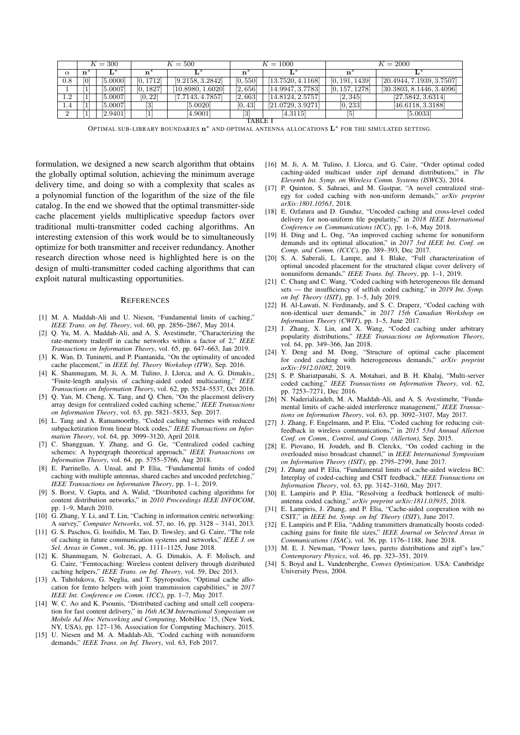| | $K = 300$ | | $K = 500$ | | $K = 1000$ | | $K = 2000$ | |
|---|---|---|---|---|---|---|---|---|
| $\alpha$ | $\mathbf{n}^*$ | $\mathbf{L}^*$ | $\mathbf{n}^*$ | $\mathbf{L}^*$ | $\mathbf{n}^*$ | $\mathbf{L}^*$ | $\mathbf{n}^*$ | $\mathbf{L}^*$ |
| 0.8 | $[0]$ | $[5.0000]$ | $[0, 1712]$ | $[9.2158, 3.2842]$ | $[0, 550]$ | $[13.7520, 4.1168]$ | $[0, 191, 1439]$ | $[20.4944, 7.1939, 3.7507]$ |
| 1 | $[1]$ | $[5.0007]$ | $[0, 1827]$ | $[10.8980, 1.6020]$ | $[2, 656]$ | $[14.9947, 3.7783]$ | $[0, 157, 1278]$ | $[30.3803, 8.1446, 3.4096]$ |
| 1.2 | $[1]$ | $[5.0007]$ | $[0, 22]$ | $[7.7143, 4.7857]$ | $[2, 663]$ | $[14.8124, 2.5757]$ | $[2, 345]$ | $[27.5842, 3.6314]$ |
| 1.4 | $[1]$ | $[5.0007]$ | $[3]$ | $[5.0020]$ | $[0, 43]$ | $[21.0729, 3.9271]$ | $[0, 233]$ | $[46.6118, 3.3188]$ |
| 2 | $[1]$ | $[2.9401]$ | $[1]$ | $[4.9001]$ | $[3]$ | $[4.3115]$ | $[5]$ | $[5.0033]$ |

TABLE I

OPTIMAL SUB-LIBRARY BOUNDARIES $\mathbf{n}^*$ AND OPTIMAL ANTENNA ALLOCATIONS $\mathbf{L}^*$ FOR THE SIMULATED SETTING.

formulation, we designed a new search algorithm that obtains the globally optimal solution, achieving the minimum average delivery time, and doing so with a complexity that scales as a polynomial function of the logarithm of the size of the file catalog. In the end we showed that the optimal transmitter-side cache placement yields multiplicative speedup factors over traditional multi-transmitter coded caching algorithms. An interesting extension of this work would be to simultaneously optimize for both transmitter and receiver redundancy. Another research direction whose need is highlighted here is on the design of multi-transmitter coded caching algorithms that can exploit natural multicasting opportunities.

## REFERENCES

[1] M. A. Maddah-Ali and U. Niesen, "Fundamental limits of caching," *IEEE Trans. on Inf. Theory*, vol. 60, pp. 2856–2867, May 2014.

[2] Q. Yu, M. A. Maddah-Ali, and A. S. Avestimehr, "Characterizing the rate-memory tradeoff in cache networks within a factor of 2," *IEEE Transactions on Information Theory*, vol. 65, pp. 647–663, Jan 2019.

[3] K. Wan, D. Tuninetti, and P. Piantanida, "On the optimality of uncoded cache placement," in *IEEE Inf. Theory Workshop (ITW)*, Sep. 2016.

[4] K. Shanmugam, M. Ji, A. M. Tulino, J. Llorca, and A. G. Dimakis., "Finite-length analysis of caching-aided coded multicasting," *IEEE Transactions on Information Theory*, vol. 62, pp. 5524–5537, Oct 2016.

[5] Q. Yan, M. Cheng, X. Tang, and Q. Chen, "On the placement delivery array design for centralized coded caching scheme," *IEEE Transactions on Information Theory*, vol. 63, pp. 5821–5833, Sep. 2017.

[6] L. Tang and A. Ramamoorthy, "Coded caching schemes with reduced subpacketization from linear block codes," *IEEE Transactions on Information Theory*, vol. 64, pp. 3099–3120, April 2018.

[7] C. Shangguan, Y. Zhang, and G. Ge, "Centralized coded caching schemes: A hypergraph theoretical approach," *IEEE Transactions on Information Theory*, vol. 64, pp. 5755–5766, Aug 2018.

[8] E. Parrinello, A. Unsal, and P. Elia, "Fundamental limits of coded caching with multiple antennas, shared caches and uncoded prefetching," *IEEE Transactions on Information Theory*, pp. 1–1, 2019.

[9] S. Borst, V. Gupta, and A. Walid, "Distributed caching algorithms for content distribution networks," in *2010 Proceedings IEEE INFOCOM*, pp. 1–9, March 2010.

[10] G. Zhang, Y. Li, and T. Lin, "Caching in information centric networking: A survey," *Computer Networks*, vol. 57, no. 16, pp. 3128 – 3141, 2013.

[11] G. S. Paschos, G. Iosifidis, M. Tao, D. Towsley, and G. Caire, "The role of caching in future communication systems and networks," *IEEE J. on Sel. Areas in Comm.*, vol. 36, pp. 1111–1125, June 2018.

[12] K. Shanmugam, N. Golrezaei, A. G. Dimakis, A. F. Molisch, and G. Caire, "Femtocaching: Wireless content delivery through distributed caching helpers," *IEEE Trans. on Inf. Theory*, vol. 59, Dec 2013.

[13] A. Tuholukova, G. Neglia, and T. Spyropoulos, "Optimal cache allocation for femto helpers with joint transmission capabilities," in *2017 IEEE Int. Conference on Comm. (ICC)*, pp. 1–7, May 2017.

[14] W. C. Ao and K. Psounis, "Distributed caching and small cell cooperation for fast content delivery," in *16th ACM International Symposium on Mobile Ad Hoc Networking and Computing*, MobiHoc '15, (New York, NY, USA), pp. 127–136, Association for Computing Machinery, 2015.

[15] U. Niesen and M. A. Maddah-Ali, "Coded caching with nonuniform demands," *IEEE Trans. on Inf. Theory*, vol. 63, Feb 2017.

[16] M. Ji, A. M. Tulino, J. Llorca, and G. Caire, "Order optimal coded caching-aided multicast under zipf demand distributions," in *The Eleventh Int. Symp. on Wireless Comm. Systems (ISWCS)*, 2014.

[17] P. Quinton, S. Sahraei, and M. Gastpar, "A novel centralized strategy for coded caching with non-uniform demands," *arXiv preprint arXiv:1801.10563*, 2018.

[18] E. Ozfatura and D. Gunduz, "Uncoded caching and cross-level coded delivery for non-uniform file popularity," in *2018 IEEE International Conference on Communications (ICC)*, pp. 1–6, May 2018.

[19] H. Ding and L. Ong, "An improved caching scheme for nonuniform demands and its optimal allocation," in *2017 3rd IEEE Int. Conf. on Comp. and Comm. (ICCC)*, pp. 389–393, Dec 2017.

[20] S. A. Saberali, L. Lampe, and I. Blake, "Full characterization of optimal uncoded placement for the structured clique cover delivery of nonuniform demands," *IEEE Trans. Inf. Theory*, pp. 1–1, 2019.

[21] C. Chang and C. Wang, "Coded caching with heterogeneous file demand sets — the insufficiency of selfish coded caching," in *2019 Int. Symp. on Inf. Theory (ISIT)*, pp. 1–5, July 2019.

[22] H. Al-Lawati, N. Ferdinandy, and S. C. Draperz, "Coded caching with non-identical user demands," in *2017 15th Canadian Workshop on Information Theory (CWIT)*, pp. 1–5, June 2017.

[23] J. Zhang, X. Lin, and X. Wang, "Coded caching under arbitrary popularity distributions," *IEEE Transactions on Information Theory*, vol. 64, pp. 349–366, Jan 2018.

[24] Y. Deng and M. Dong, "Structure of optimal cache placement for coded caching with heterogeneous demands," *arXiv preprint arXiv:1912.01082*, 2019.

[25] S. P. Shariatpanahi, S. A. Motahari, and B. H. Khalaj, "Multi-server coded caching," *IEEE Transactions on Information Theory*, vol. 62, pp. 7253–7271, Dec 2016.

[26] N. Naderializadeh, M. A. Maddah-Ali, and A. S. Avestimehr, "Fundamental limits of cache-aided interference management," *IEEE Transactions on Information Theory*, vol. 63, pp. 3092–3107, May 2017.

[27] J. Zhang, F. Engelmann, and P. Elia, "Coded caching for reducing csit-feedback in wireless communications," in *2015 53rd Annual Allerton Conf. on Comm., Control, and Comp. (Allerton)*, Sep. 2015.

[28] E. Piovano, H. Joudeh, and B. Clerckx, "On coded caching in the overloaded miso broadcast channel," in *IEEE International Symposium on Information Theory (ISIT)*, pp. 2795–2799, June 2017.

[29] J. Zhang and P. Elia, "Fundamental limits of cache-aided wireless BC: Interplay of coded-caching and CSIT feedback," *IEEE Transactions on Information Theory*, vol. 63, pp. 3142–3160, May 2017.

[30] E. Lampiris and P. Elia, "Resolving a feedback bottleneck of multi-antenna coded caching," *arXiv preprint arXiv:1811.03935*, 2018.

[31] E. Lampiris, J. Zhang, and P. Elia, "Cache-aided cooperation with no CSIT," in *IEEE Int. Symp. on Inf. Theory (ISIT)*, June 2017.

[32] E. Lampiris and P. Elia, "Adding transmitters dramatically boosts coded-caching gains for finite file sizes," *IEEE Journal on Selected Areas in Communications (JSAC)*, vol. 36, pp. 1176–1188, June 2018.

[33] M. E. J. Newman, "Power laws, pareto distributions and zipf's law," *Contemporary Physics*, vol. 46, pp. 323–351, 2019.

[34] S. Boyd and L. Vandenberghe, *Convex Optimization*. USA: Cambridge University Press, 2004.